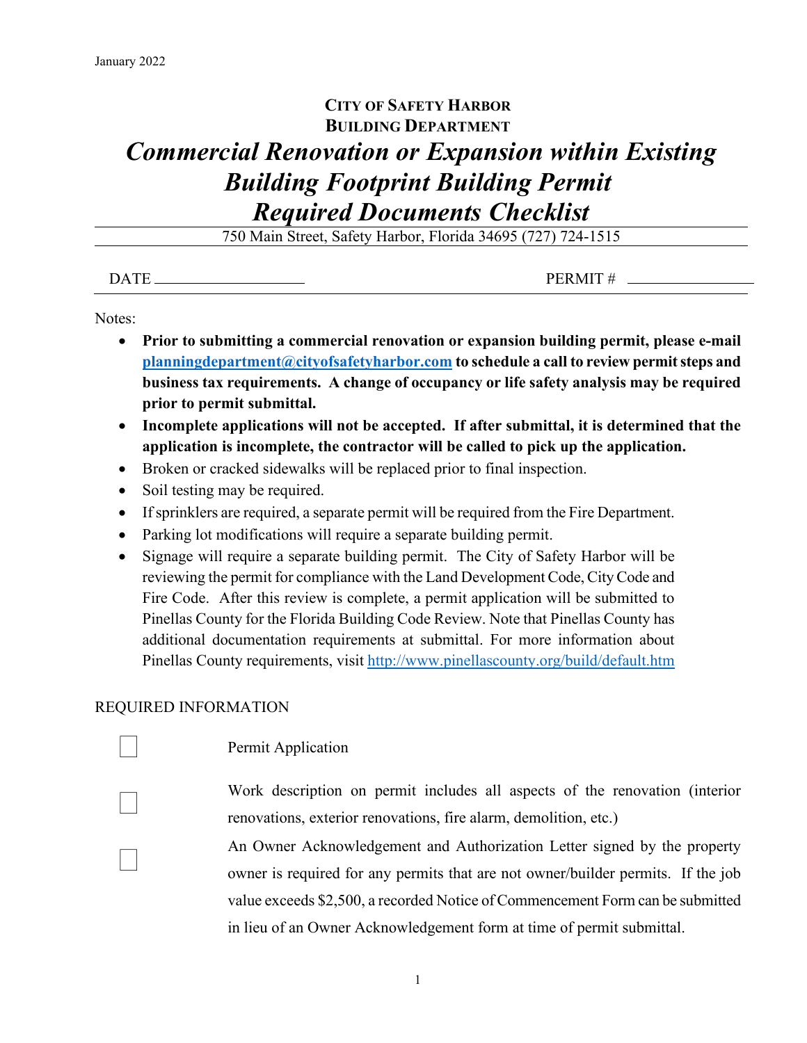January 2022

**CITY OF SAFETY HARBOR**
**BUILDING DEPARTMENT**

# *Commercial Renovation or Expansion within Existing Building Footprint Building Permit Required Documents Checklist*

750 Main Street, Safety Harbor, Florida 34695 (727) 724-1515

DATE ____________________ PERMIT # ________________

Notes:

- **Prior to submitting a commercial renovation or expansion building permit, please e-mail [planningdepartment@cityofsafetyharbor.com](mailto:planningdepartment@cityofsafetyharbor.com) to schedule a call to review permit steps and business tax requirements. A change of occupancy or life safety analysis may be required prior to permit submittal.**
- **Incomplete applications will not be accepted. If after submittal, it is determined that the application is incomplete, the contractor will be called to pick up the application.**
- Broken or cracked sidewalks will be replaced prior to final inspection.
- Soil testing may be required.
- If sprinklers are required, a separate permit will be required from the Fire Department.
- Parking lot modifications will require a separate building permit.
- Signage will require a separate building permit. The City of Safety Harbor will be reviewing the permit for compliance with the Land Development Code, City Code and Fire Code. After this review is complete, a permit application will be submitted to Pinellas County for the Florida Building Code Review. Note that Pinellas County has additional documentation requirements at submittal. For more information about Pinellas County requirements, visit [http://www.pinellascounty.org/build/default.htm](http://www.pinellascounty.org/build/default.htm)

REQUIRED INFORMATION

- [ ] Permit Application
- [ ] Work description on permit includes all aspects of the renovation (interior renovations, exterior renovations, fire alarm, demolition, etc.)
- [ ] An Owner Acknowledgement and Authorization Letter signed by the property owner is required for any permits that are not owner/builder permits. If the job value exceeds $2,500, a recorded Notice of Commencement Form can be submitted in lieu of an Owner Acknowledgement form at time of permit submittal.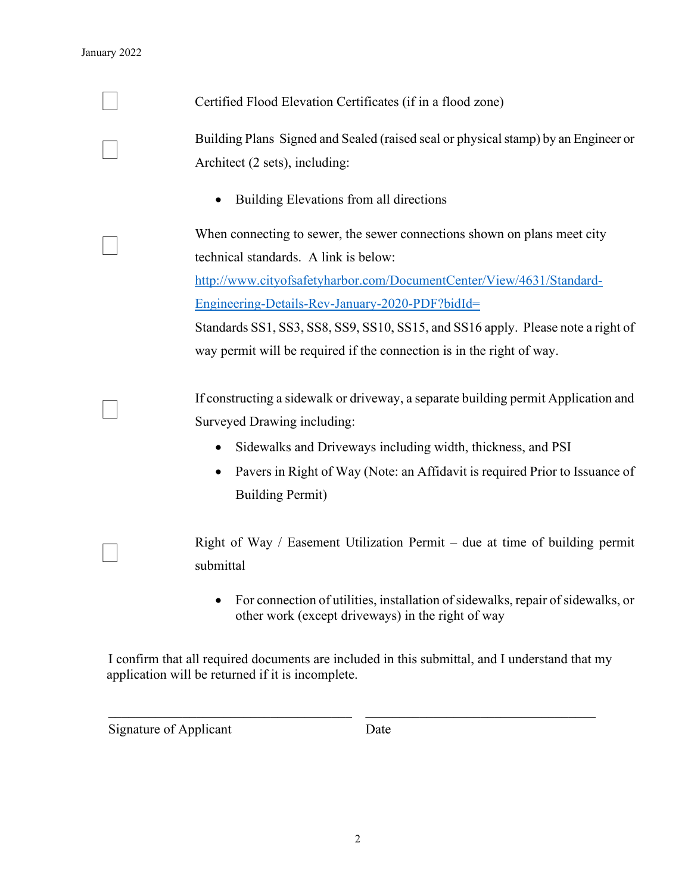- [ ] Certified Flood Elevation Certificates (if in a flood zone)

- [ ] Building Plans Signed and Sealed (raised seal or physical stamp) by an Engineer or Architect (2 sets), including:
  - Building Elevations from all directions

- [ ] When connecting to sewer, the sewer connections shown on plans meet city technical standards. A link is below:
  [http://www.cityofsafetyharbor.com/DocumentCenter/View/4631/Standard-Engineering-Details-Rev-January-2020-PDF?bidId=](http://www.cityofsafetyharbor.com/DocumentCenter/View/4631/Standard-Engineering-Details-Rev-January-2020-PDF?bidId=)
  Standards SS1, SS3, SS8, SS9, SS10, SS15, and SS16 apply. Please note a right of way permit will be required if the connection is in the right of way.

- [ ] If constructing a sidewalk or driveway, a separate building permit Application and Surveyed Drawing including:
  - Sidewalks and Driveways including width, thickness, and PSI
  - Pavers in Right of Way (Note: an Affidavit is required Prior to Issuance of Building Permit)

- [ ] Right of Way / Easement Utilization Permit – due at time of building permit submittal
  - For connection of utilities, installation of sidewalks, repair of sidewalks, or other work (except driveways) in the right of way

I confirm that all required documents are included in this submittal, and I understand that my application will be returned if it is incomplete.

\_\_\_\_\_\_\_\_\_\_\_\_\_\_\_\_\_\_\_\_\_\_\_\_\_\_\_\_\_\_\_\_ \_\_\_\_\_\_\_\_\_\_\_\_\_\_\_\_\_\_\_\_\_\_\_\_\_\_\_\_\_\_\_\_

Signature of Applicant Date